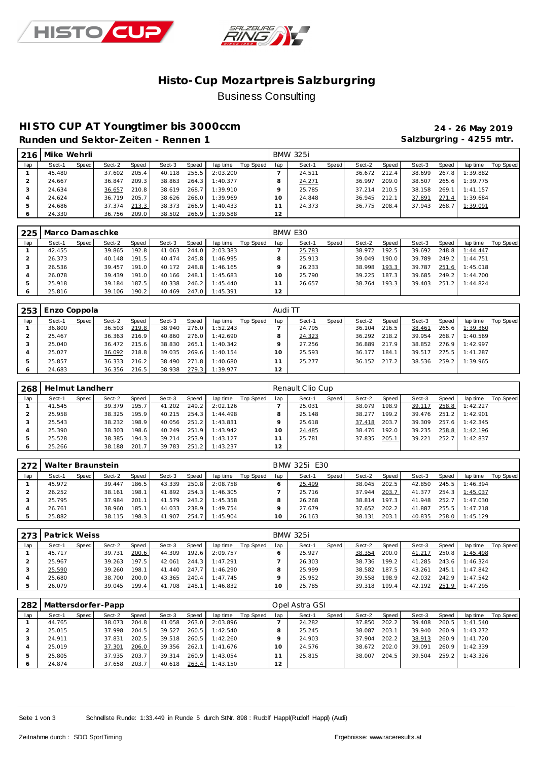# Histo-Cup Mozartpreis Salzburgring

Business Consulting

## HISTO CUP AT Youngtimer bis 3000ccm

**Runden und Sektor-Zeiten - Rennen 1**

**24 - 26 May 2019**

**Salzburgring - 4255 mtr.**

| 216 | Mike Wehrli | | | | | | | | BMW 325i | | | | | | | | | |
|---|---|---|---|---|---|---|---|---|---|---|---|---|---|---|---|---|---|---|
| lap | Sect-1 | Speed | Sect-2 | Speed | Sect-3 | Speed | lap time | Top Speed | lap | Sect-1 | Speed | Sect-2 | Speed | Sect-3 | Speed | lap time | Top Speed |
| 1 | 45.480 | | 37.602 | 205.4 | 40.118 | 255.5 | 2:03.200 | | 7 | 24.511 | | 36.672 | 212.4 | 38.699 | 267.8 | 1:39.882 | |
| 2 | 24.667 | | 36.847 | 209.3 | 38.863 | 264.3 | 1:40.377 | | 8 | 24.271 | | 36.997 | 209.0 | 38.507 | 265.6 | 1:39.775 | |
| 3 | 24.634 | | 36.657 | 210.8 | 38.619 | 268.7 | 1:39.910 | | 9 | 25.785 | | 37.214 | 210.5 | 38.158 | 269.1 | 1:41.157 | |
| 4 | 24.624 | | 36.719 | 205.7 | 38.626 | 266.0 | 1:39.969 | | 10 | 24.848 | | 36.945 | 212.1 | 37.891 | 271.4 | 1:39.684 | |
| 5 | 24.686 | | 37.374 | 213.3 | 38.373 | 266.9 | 1:40.433 | | 11 | 24.373 | | 36.775 | 208.4 | 37.943 | 268.7 | 1:39.091 | |
| 6 | 24.330 | | 36.756 | 209.0 | 38.502 | 266.9 | 1:39.588 | | 12 | | | | | | | | |

| 225 | Marco Damaschke | | | | | | | | BMW E30 | | | | | | | | | |
|---|---|---|---|---|---|---|---|---|---|---|---|---|---|---|---|---|---|---|
| lap | Sect-1 | Speed | Sect-2 | Speed | Sect-3 | Speed | lap time | Top Speed | lap | Sect-1 | Speed | Sect-2 | Speed | Sect-3 | Speed | lap time | Top Speed |
| 1 | 42.455 | | 39.865 | 192.8 | 41.063 | 244.0 | 2:03.383 | | 7 | 25.783 | | 38.972 | 192.5 | 39.692 | 248.8 | 1:44.447 | |
| 2 | 26.373 | | 40.148 | 191.5 | 40.474 | 245.8 | 1:46.995 | | 8 | 25.913 | | 39.049 | 190.0 | 39.789 | 249.2 | 1:44.751 | |
| 3 | 26.536 | | 39.457 | 191.0 | 40.172 | 248.8 | 1:46.165 | | 9 | 26.233 | | 38.998 | 193.3 | 39.787 | 251.6 | 1:45.018 | |
| 4 | 26.078 | | 39.439 | 191.0 | 40.166 | 248.1 | 1:45.683 | | 10 | 25.790 | | 39.225 | 187.3 | 39.685 | 249.2 | 1:44.700 | |
| 5 | 25.918 | | 39.184 | 187.5 | 40.338 | 246.2 | 1:45.440 | | 11 | 26.657 | | 38.764 | 193.3 | 39.403 | 251.2 | 1:44.824 | |
| 6 | 25.816 | | 39.106 | 190.2 | 40.469 | 247.0 | 1:45.391 | | 12 | | | | | | | | |

| 253 | Enzo Coppola | | | | | | | | Audi TT | | | | | | | | | |
|---|---|---|---|---|---|---|---|---|---|---|---|---|---|---|---|---|---|---|
| lap | Sect-1 | Speed | Sect-2 | Speed | Sect-3 | Speed | lap time | Top Speed | lap | Sect-1 | Speed | Sect-2 | Speed | Sect-3 | Speed | lap time | Top Speed |
| 1 | 36.800 | | 36.503 | 219.8 | 38.940 | 276.0 | 1:52.243 | | 7 | 24.795 | | 36.104 | 216.5 | 38.461 | 265.6 | 1:39.360 | |
| 2 | 25.467 | | 36.363 | 216.9 | 40.860 | 276.0 | 1:42.690 | | 8 | 24.323 | | 36.292 | 218.2 | 39.954 | 268.7 | 1:40.569 | |
| 3 | 25.040 | | 36.472 | 215.6 | 38.830 | 265.1 | 1:40.342 | | 9 | 27.256 | | 36.889 | 217.9 | 38.852 | 276.9 | 1:42.997 | |
| 4 | 25.027 | | 36.092 | 218.8 | 39.035 | 269.6 | 1:40.154 | | 10 | 25.593 | | 36.177 | 184.1 | 39.517 | 275.5 | 1:41.287 | |
| 5 | 25.857 | | 36.333 | 216.2 | 38.490 | 271.8 | 1:40.680 | | 11 | 25.277 | | 36.152 | 217.2 | 38.536 | 259.2 | 1:39.965 | |
| 6 | 24.683 | | 36.356 | 216.5 | 38.938 | 279.3 | 1:39.977 | | 12 | | | | | | | | |

| 268 | Helmut Landherr | | | | | | | | Renault Clio Cup | | | | | | | | | |
|---|---|---|---|---|---|---|---|---|---|---|---|---|---|---|---|---|---|---|
| lap | Sect-1 | Speed | Sect-2 | Speed | Sect-3 | Speed | lap time | Top Speed | lap | Sect-1 | Speed | Sect-2 | Speed | Sect-3 | Speed | lap time | Top Speed |
| 1 | 41.545 | | 39.379 | 195.7 | 41.202 | 249.2 | 2:02.126 | | 7 | 25.031 | | 38.079 | 198.9 | 39.117 | 258.8 | 1:42.227 | |
| 2 | 25.958 | | 38.325 | 195.9 | 40.215 | 254.3 | 1:44.498 | | 8 | 25.148 | | 38.277 | 199.2 | 39.476 | 251.2 | 1:42.901 | |
| 3 | 25.543 | | 38.232 | 198.9 | 40.056 | 251.2 | 1:43.831 | | 9 | 25.618 | | 37.418 | 203.7 | 39.309 | 257.6 | 1:42.345 | |
| 4 | 25.390 | | 38.303 | 198.6 | 40.249 | 251.9 | 1:43.942 | | 10 | 24.485 | | 38.476 | 192.0 | 39.235 | 258.8 | 1:42.196 | |
| 5 | 25.528 | | 38.385 | 194.3 | 39.214 | 253.9 | 1:43.127 | | 11 | 25.781 | | 37.835 | 205.1 | 39.221 | 252.7 | 1:42.837 | |
| 6 | 25.266 | | 38.188 | 201.7 | 39.783 | 251.2 | 1:43.237 | | 12 | | | | | | | | |

| 272 | Walter Braunstein | | | | | | | | BMW 325i E30 | | | | | | | | | |
|---|---|---|---|---|---|---|---|---|---|---|---|---|---|---|---|---|---|---|
| lap | Sect-1 | Speed | Sect-2 | Speed | Sect-3 | Speed | lap time | Top Speed | lap | Sect-1 | Speed | Sect-2 | Speed | Sect-3 | Speed | lap time | Top Speed |
| 1 | 45.972 | | 39.447 | 186.5 | 43.339 | 250.8 | 2:08.758 | | 6 | 25.499 | | 38.045 | 202.5 | 42.850 | 245.5 | 1:46.394 | |
| 2 | 26.252 | | 38.161 | 198.1 | 41.892 | 254.3 | 1:46.305 | | 7 | 25.716 | | 37.944 | 203.7 | 41.377 | 254.3 | 1:45.037 | |
| 3 | 25.795 | | 37.984 | 201.1 | 41.579 | 243.2 | 1:45.358 | | 8 | 26.268 | | 38.814 | 197.3 | 41.948 | 252.7 | 1:47.030 | |
| 4 | 26.761 | | 38.960 | 185.1 | 44.033 | 238.9 | 1:49.754 | | 9 | 27.679 | | 37.652 | 202.2 | 41.887 | 255.5 | 1:47.218 | |
| 5 | 25.882 | | 38.115 | 198.3 | 41.907 | 254.7 | 1:45.904 | | 10 | 26.163 | | 38.131 | 203.1 | 40.835 | 258.0 | 1:45.129 | |

| 273 | Patrick Weiss | | | | | | | | BMW 325i | | | | | | | | | |
|---|---|---|---|---|---|---|---|---|---|---|---|---|---|---|---|---|---|---|
| lap | Sect-1 | Speed | Sect-2 | Speed | Sect-3 | Speed | lap time | Top Speed | lap | Sect-1 | Speed | Sect-2 | Speed | Sect-3 | Speed | lap time | Top Speed |
| 1 | 45.717 | | 39.731 | 200.6 | 44.309 | 192.6 | 2:09.757 | | 6 | 25.927 | | 38.354 | 200.0 | 41.217 | 250.8 | 1:45.498 | |
| 2 | 25.967 | | 39.263 | 197.5 | 42.061 | 244.3 | 1:47.291 | | 7 | 26.303 | | 38.736 | 199.2 | 41.285 | 243.6 | 1:46.324 | |
| 3 | 25.590 | | 39.260 | 198.1 | 41.440 | 247.7 | 1:46.290 | | 8 | 25.999 | | 38.582 | 187.5 | 43.261 | 245.1 | 1:47.842 | |
| 4 | 25.680 | | 38.700 | 200.0 | 43.365 | 240.4 | 1:47.745 | | 9 | 25.952 | | 39.558 | 198.9 | 42.032 | 242.9 | 1:47.542 | |
| 5 | 26.079 | | 39.045 | 199.4 | 41.708 | 248.1 | 1:46.832 | | 10 | 25.785 | | 39.318 | 199.4 | 42.192 | 251.9 | 1:47.295 | |

| 282 | Mattersdorfer-Papp | | | | | | | | Opel Astra GSI | | | | | | | | | |
|---|---|---|---|---|---|---|---|---|---|---|---|---|---|---|---|---|---|---|
| lap | Sect-1 | Speed | Sect-2 | Speed | Sect-3 | Speed | lap time | Top Speed | lap | Sect-1 | Speed | Sect-2 | Speed | Sect-3 | Speed | lap time | Top Speed |
| 1 | 44.765 | | 38.073 | 204.8 | 41.058 | 263.0 | 2:03.896 | | 7 | 24.282 | | 37.850 | 202.2 | 39.408 | 260.5 | 1:41.540 | |
| 2 | 25.015 | | 37.998 | 204.5 | 39.527 | 260.5 | 1:42.540 | | 8 | 25.245 | | 38.087 | 203.1 | 39.940 | 260.9 | 1:43.272 | |
| 3 | 24.911 | | 37.831 | 202.5 | 39.518 | 260.5 | 1:42.260 | | 9 | 24.903 | | 37.904 | 202.2 | 38.913 | 260.9 | 1:41.720 | |
| 4 | 25.019 | | 37.301 | 206.0 | 39.356 | 262.1 | 1:41.676 | | 10 | 24.576 | | 38.672 | 202.0 | 39.091 | 260.9 | 1:42.339 | |
| 5 | 25.805 | | 37.935 | 203.7 | 39.314 | 260.9 | 1:43.054 | | 11 | 25.815 | | 38.007 | 204.5 | 39.504 | 259.2 | 1:43.326 | |
| 6 | 24.874 | | 37.658 | 203.7 | 40.618 | 263.4 | 1:43.150 | | 12 | | | | | | | | |

Schnellste Runde: 1:33.449 in Runde 5 durch StNr. 898 : Rudolf Happl(Rudolf Happl) (Audi)

Zeitnahme durch : SDO SportTiming

Ergebnisse: www.raceresults.at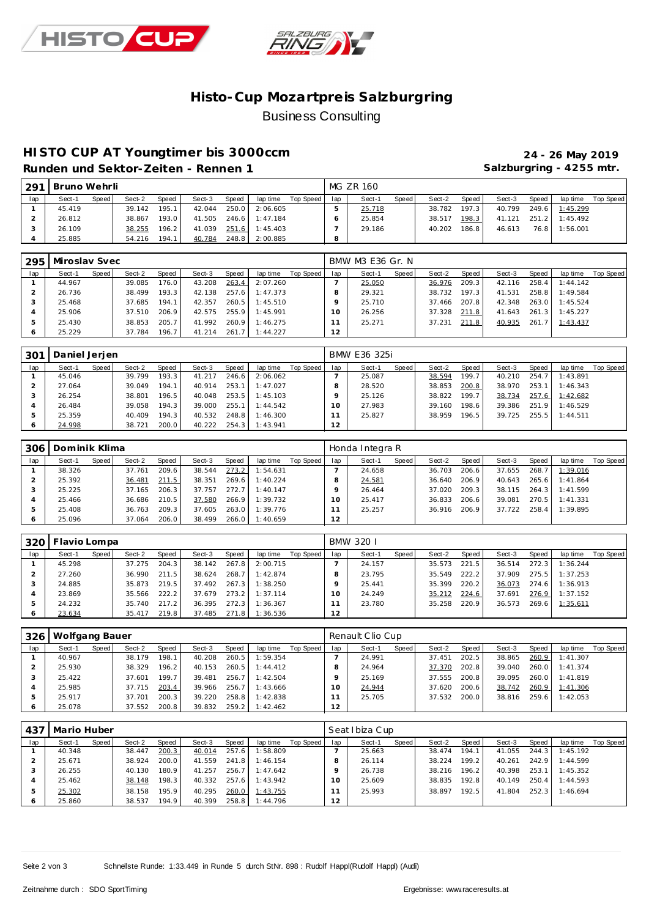# Histo-Cup Mozartpreis Salzburgring

Business Consulting

## HISTO CUP AT Youngtimer bis 3000ccm

**24 - 26 May 2019**

### Runden und Sektor-Zeiten - Rennen 1

**Salzburgring - 4255 mtr.**

| 291 | Bruno Wehrli | | | | | | | | MG ZR 160 | | | | | | | | |
|---|---|---|---|---|---|---|---|---|---|---|---|---|---|---|---|---|---|
| lap | Sect-1 | Speed | Sect-2 | Speed | Sect-3 | Speed | lap time | Top Speed | lap | Sect-1 | Speed | Sect-2 | Speed | Sect-3 | Speed | lap time | Top Speed |
| 1 | 45.419 | | 39.142 | 195.1 | 42.044 | 250.0 | 2:06.605 | | 5 | 25.718 | | 38.782 | 197.3 | 40.799 | 249.6 | 1:45.299 | |
| 2 | 26.812 | | 38.867 | 193.0 | 41.505 | 246.6 | 1:47.184 | | 6 | 25.854 | | 38.517 | 198.3 | 41.121 | 251.2 | 1:45.492 | |
| 3 | 26.109 | | 38.255 | 196.2 | 41.039 | 251.6 | 1:45.403 | | 7 | 29.186 | | 40.202 | 186.8 | 46.613 | 76.8 | 1:56.001 | |
| 4 | 25.885 | | 54.216 | 194.1 | 40.784 | 248.8 | 2:00.885 | | 8 | | | | | | | | |

| 295 | Miroslav Svec | | | | | | | | BMW M3 E36 Gr. N | | | | | | | | |
|---|---|---|---|---|---|---|---|---|---|---|---|---|---|---|---|---|---|
| lap | Sect-1 | Speed | Sect-2 | Speed | Sect-3 | Speed | lap time | Top Speed | lap | Sect-1 | Speed | Sect-2 | Speed | Sect-3 | Speed | lap time | Top Speed |
| 1 | 44.967 | | 39.085 | 176.0 | 43.208 | 263.4 | 2:07.260 | | 7 | 25.050 | | 36.976 | 209.3 | 42.116 | 258.4 | 1:44.142 | |
| 2 | 26.736 | | 38.499 | 193.3 | 42.138 | 257.6 | 1:47.373 | | 8 | 29.321 | | 38.732 | 197.3 | 41.531 | 258.8 | 1:49.584 | |
| 3 | 25.468 | | 37.685 | 194.1 | 42.357 | 260.5 | 1:45.510 | | 9 | 25.710 | | 37.466 | 207.8 | 42.348 | 263.0 | 1:45.524 | |
| 4 | 25.906 | | 37.510 | 206.9 | 42.575 | 255.9 | 1:45.991 | | 10 | 26.256 | | 37.328 | 211.8 | 41.643 | 261.3 | 1:45.227 | |
| 5 | 25.430 | | 38.853 | 205.7 | 41.992 | 260.9 | 1:46.275 | | 11 | 25.271 | | 37.231 | 211.8 | 40.935 | 261.7 | 1:43.437 | |
| 6 | 25.229 | | 37.784 | 196.7 | 41.214 | 261.7 | 1:44.227 | | 12 | | | | | | | | |

| 301 | Daniel Jerjen | | | | | | | | BMW E36 325i | | | | | | | | |
|---|---|---|---|---|---|---|---|---|---|---|---|---|---|---|---|---|---|
| lap | Sect-1 | Speed | Sect-2 | Speed | Sect-3 | Speed | lap time | Top Speed | lap | Sect-1 | Speed | Sect-2 | Speed | Sect-3 | Speed | lap time | Top Speed |
| 1 | 45.046 | | 39.799 | 193.3 | 41.217 | 246.6 | 2:06.062 | | 7 | 25.087 | | 38.594 | 199.7 | 40.210 | 254.7 | 1:43.891 | |
| 2 | 27.064 | | 39.049 | 194.1 | 40.914 | 253.1 | 1:47.027 | | 8 | 28.520 | | 38.853 | 200.8 | 38.970 | 253.1 | 1:46.343 | |
| 3 | 26.254 | | 38.801 | 196.5 | 40.048 | 253.5 | 1:45.103 | | 9 | 25.126 | | 38.822 | 199.7 | 38.734 | 257.6 | 1:42.682 | |
| 4 | 26.484 | | 39.058 | 194.3 | 39.000 | 255.1 | 1:44.542 | | 10 | 27.983 | | 39.160 | 198.6 | 39.386 | 251.9 | 1:46.529 | |
| 5 | 25.359 | | 40.409 | 194.3 | 40.532 | 248.8 | 1:46.300 | | 11 | 25.827 | | 38.959 | 196.5 | 39.725 | 255.5 | 1:44.511 | |
| 6 | 24.998 | | 38.721 | 200.0 | 40.222 | 254.3 | 1:43.941 | | 12 | | | | | | | | |

| 306 | Dominik Klima | | | | | | | | Honda Integra R | | | | | | | | |
|---|---|---|---|---|---|---|---|---|---|---|---|---|---|---|---|---|---|
| lap | Sect-1 | Speed | Sect-2 | Speed | Sect-3 | Speed | lap time | Top Speed | lap | Sect-1 | Speed | Sect-2 | Speed | Sect-3 | Speed | lap time | Top Speed |
| 1 | 38.326 | | 37.761 | 209.6 | 38.544 | 273.2 | 1:54.631 | | 7 | 24.658 | | 36.703 | 206.6 | 37.655 | 268.7 | 1:39.016 | |
| 2 | 25.392 | | 36.481 | 211.5 | 38.351 | 269.6 | 1:40.224 | | 8 | 24.581 | | 36.640 | 206.9 | 40.643 | 265.6 | 1:41.864 | |
| 3 | 25.225 | | 37.165 | 206.3 | 37.757 | 272.7 | 1:40.147 | | 9 | 26.464 | | 37.020 | 209.3 | 38.115 | 264.3 | 1:41.599 | |
| 4 | 25.466 | | 36.686 | 210.5 | 37.580 | 266.9 | 1:39.732 | | 10 | 25.417 | | 36.833 | 206.6 | 39.081 | 270.5 | 1:41.331 | |
| 5 | 25.408 | | 36.763 | 209.3 | 37.605 | 263.0 | 1:39.776 | | 11 | 25.257 | | 36.916 | 206.9 | 37.722 | 258.4 | 1:39.895 | |
| 6 | 25.096 | | 37.064 | 206.0 | 38.499 | 266.0 | 1:40.659 | | 12 | | | | | | | | |

| 320 | Flavio Lompa | | | | | | | | BMW 320 I | | | | | | | | |
|---|---|---|---|---|---|---|---|---|---|---|---|---|---|---|---|---|---|
| lap | Sect-1 | Speed | Sect-2 | Speed | Sect-3 | Speed | lap time | Top Speed | lap | Sect-1 | Speed | Sect-2 | Speed | Sect-3 | Speed | lap time | Top Speed |
| 1 | 45.298 | | 37.275 | 204.3 | 38.142 | 267.8 | 2:00.715 | | 7 | 24.157 | | 35.573 | 221.5 | 36.514 | 272.3 | 1:36.244 | |
| 2 | 27.260 | | 36.990 | 211.5 | 38.624 | 268.7 | 1:42.874 | | 8 | 23.795 | | 35.549 | 222.2 | 37.909 | 275.5 | 1:37.253 | |
| 3 | 24.885 | | 35.873 | 219.5 | 37.492 | 267.3 | 1:38.250 | | 9 | 25.441 | | 35.399 | 220.2 | 36.073 | 274.6 | 1:36.913 | |
| 4 | 23.869 | | 35.566 | 222.2 | 37.679 | 273.2 | 1:37.114 | | 10 | 24.249 | | 35.212 | 224.6 | 37.691 | 276.9 | 1:37.152 | |
| 5 | 24.232 | | 35.740 | 217.2 | 36.395 | 272.3 | 1:36.367 | | 11 | 23.780 | | 35.258 | 220.9 | 36.573 | 269.6 | 1:35.611 | |
| 6 | 23.634 | | 35.417 | 219.8 | 37.485 | 271.8 | 1:36.536 | | 12 | | | | | | | | |

| 326 | Wolfgang Bauer | | | | | | | | Renault Clio Cup | | | | | | | | |
|---|---|---|---|---|---|---|---|---|---|---|---|---|---|---|---|---|---|
| lap | Sect-1 | Speed | Sect-2 | Speed | Sect-3 | Speed | lap time | Top Speed | lap | Sect-1 | Speed | Sect-2 | Speed | Sect-3 | Speed | lap time | Top Speed |
| 1 | 40.967 | | 38.179 | 198.1 | 40.208 | 260.5 | 1:59.354 | | 7 | 24.991 | | 37.451 | 202.5 | 38.865 | 260.9 | 1:41.307 | |
| 2 | 25.930 | | 38.329 | 196.2 | 40.153 | 260.5 | 1:44.412 | | 8 | 24.964 | | 37.370 | 202.8 | 39.040 | 260.0 | 1:41.374 | |
| 3 | 25.422 | | 37.601 | 199.7 | 39.481 | 256.7 | 1:42.504 | | 9 | 25.169 | | 37.555 | 200.8 | 39.095 | 260.0 | 1:41.819 | |
| 4 | 25.985 | | 37.715 | 203.4 | 39.966 | 256.7 | 1:43.666 | | 10 | 24.944 | | 37.620 | 200.6 | 38.742 | 260.9 | 1:41.306 | |
| 5 | 25.917 | | 37.701 | 200.3 | 39.220 | 258.8 | 1:42.838 | | 11 | 25.705 | | 37.532 | 200.0 | 38.816 | 259.6 | 1:42.053 | |
| 6 | 25.078 | | 37.552 | 200.8 | 39.832 | 259.2 | 1:42.462 | | 12 | | | | | | | | |

| 437 | Mario Huber | | | | | | | | Seat Ibiza Cup | | | | | | | | |
|---|---|---|---|---|---|---|---|---|---|---|---|---|---|---|---|---|---|
| lap | Sect-1 | Speed | Sect-2 | Speed | Sect-3 | Speed | lap time | Top Speed | lap | Sect-1 | Speed | Sect-2 | Speed | Sect-3 | Speed | lap time | Top Speed |
| 1 | 40.348 | | 38.447 | 200.3 | 40.014 | 257.6 | 1:58.809 | | 7 | 25.663 | | 38.474 | 194.1 | 41.055 | 244.3 | 1:45.192 | |
| 2 | 25.671 | | 38.924 | 200.0 | 41.559 | 241.8 | 1:46.154 | | 8 | 26.114 | | 38.224 | 199.2 | 40.261 | 242.9 | 1:44.599 | |
| 3 | 26.255 | | 40.130 | 180.9 | 41.257 | 256.7 | 1:47.642 | | 9 | 26.738 | | 38.216 | 196.2 | 40.398 | 253.1 | 1:45.352 | |
| 4 | 25.462 | | 38.148 | 198.3 | 40.332 | 257.6 | 1:43.942 | | 10 | 25.609 | | 38.835 | 192.8 | 40.149 | 250.4 | 1:44.593 | |
| 5 | 25.302 | | 38.158 | 195.9 | 40.295 | 260.0 | 1:43.755 | | 11 | 25.993 | | 38.897 | 192.5 | 41.804 | 252.3 | 1:46.694 | |
| 6 | 25.860 | | 38.537 | 194.9 | 40.399 | 258.8 | 1:44.796 | | 12 | | | | | | | | |

Schnellste Runde: 1:33.449 in Runde 5 durch StNr. 898 : Rudolf Happl(Rudolf Happl) (Audi)

Zeitnahme durch : SDO SportTiming

Ergebnisse: www.raceresults.at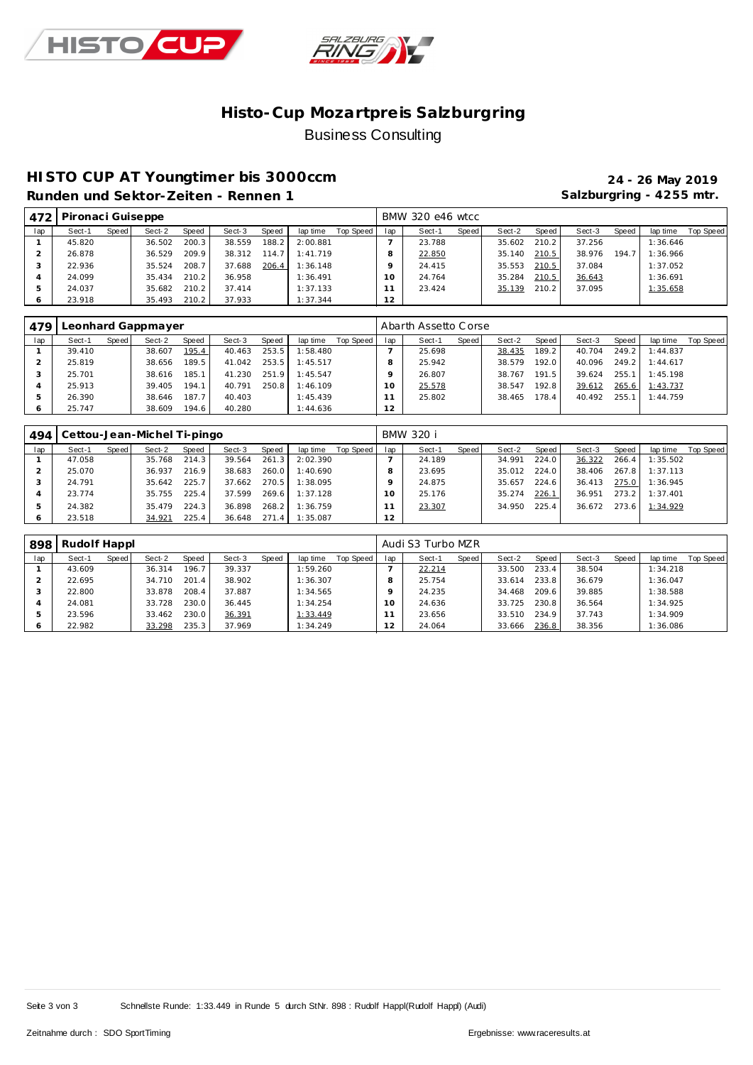# Histo-Cup Mozartpreis Salzburgring

Business Consulting

## HISTO CUP AT Youngtimer bis 3000ccm

**Runden und Sektor-Zeiten - Rennen 1**

**24 - 26 May 2019**

**Salzburgring - 4255 mtr.**

| 472 | Pironaci Guiseppe | | | | | | | | BMW 320 e46 wtcc | | | | | | | | |
|---|---|---|---|---|---|---|---|---|---|---|---|---|---|---|---|---|---|
| lap | Sect-1 | Speed | Sect-2 | Speed | Sect-3 | Speed | lap time | Top Speed | lap | Sect-1 | Speed | Sect-2 | Speed | Sect-3 | Speed | lap time | Top Speed |
| 1 | 45.820 | | 36.502 | 200.3 | 38.559 | 188.2 | 2:00.881 | | 7 | 23.788 | | 35.602 | 210.2 | 37.256 | | 1:36.646 | |
| 2 | 26.878 | | 36.529 | 209.9 | 38.312 | 114.7 | 1:41.719 | | 8 | 22.850 | | 35.140 | 210.5 | 38.976 | 194.7 | 1:36.966 | |
| 3 | 22.936 | | 35.524 | 208.7 | 37.688 | 206.4 | 1:36.148 | | 9 | 24.415 | | 35.553 | 210.5 | 37.084 | | 1:37.052 | |
| 4 | 24.099 | | 35.434 | 210.2 | 36.958 | | 1:36.491 | | 10 | 24.764 | | 35.284 | 210.5 | 36.643 | | 1:36.691 | |
| 5 | 24.037 | | 35.682 | 210.2 | 37.414 | | 1:37.133 | | 11 | 23.424 | | 35.139 | 210.2 | 37.095 | | 1:35.658 | |
| 6 | 23.918 | | 35.493 | 210.2 | 37.933 | | 1:37.344 | | 12 | | | | | | | | |

| 479 | Leonhard Gappmayer | | | | | | | | Abarth Assetto Corse | | | | | | | | |
|---|---|---|---|---|---|---|---|---|---|---|---|---|---|---|---|---|---|
| lap | Sect-1 | Speed | Sect-2 | Speed | Sect-3 | Speed | lap time | Top Speed | lap | Sect-1 | Speed | Sect-2 | Speed | Sect-3 | Speed | lap time | Top Speed |
| 1 | 39.410 | | 38.607 | 195.4 | 40.463 | 253.5 | 1:58.480 | | 7 | 25.698 | | 38.435 | 189.2 | 40.704 | 249.2 | 1:44.837 | |
| 2 | 25.819 | | 38.656 | 189.5 | 41.042 | 253.5 | 1:45.517 | | 8 | 25.942 | | 38.579 | 192.0 | 40.096 | 249.2 | 1:44.617 | |
| 3 | 25.701 | | 38.616 | 185.1 | 41.230 | 251.9 | 1:45.547 | | 9 | 26.807 | | 38.767 | 191.5 | 39.624 | 255.1 | 1:45.198 | |
| 4 | 25.913 | | 39.405 | 194.1 | 40.791 | 250.8 | 1:46.109 | | 10 | 25.578 | | 38.547 | 192.8 | 39.612 | 265.6 | 1:43.737 | |
| 5 | 26.390 | | 38.646 | 187.7 | 40.403 | | 1:45.439 | | 11 | 25.802 | | 38.465 | 178.4 | 40.492 | 255.1 | 1:44.759 | |
| 6 | 25.747 | | 38.609 | 194.6 | 40.280 | | 1:44.636 | | 12 | | | | | | | | |

| 494 | Cettou-Jean-Michel Ti-pingo | | | | | | | | BMW 320 i | | | | | | | | |
|---|---|---|---|---|---|---|---|---|---|---|---|---|---|---|---|---|---|
| lap | Sect-1 | Speed | Sect-2 | Speed | Sect-3 | Speed | lap time | Top Speed | lap | Sect-1 | Speed | Sect-2 | Speed | Sect-3 | Speed | lap time | Top Speed |
| 1 | 47.058 | | 35.768 | 214.3 | 39.564 | 261.3 | 2:02.390 | | 7 | 24.189 | | 34.991 | 224.0 | 36.322 | 266.4 | 1:35.502 | |
| 2 | 25.070 | | 36.937 | 216.9 | 38.683 | 260.0 | 1:40.690 | | 8 | 23.695 | | 35.012 | 224.0 | 38.406 | 267.8 | 1:37.113 | |
| 3 | 24.791 | | 35.642 | 225.7 | 37.662 | 270.5 | 1:38.095 | | 9 | 24.875 | | 35.657 | 224.6 | 36.413 | 275.0 | 1:36.945 | |
| 4 | 23.774 | | 35.755 | 225.4 | 37.599 | 269.6 | 1:37.128 | | 10 | 25.176 | | 35.274 | 226.1 | 36.951 | 273.2 | 1:37.401 | |
| 5 | 24.382 | | 35.479 | 224.3 | 36.898 | 268.2 | 1:36.759 | | 11 | 23.307 | | 34.950 | 225.4 | 36.672 | 273.6 | 1:34.929 | |
| 6 | 23.518 | | 34.921 | 225.4 | 36.648 | 271.4 | 1:35.087 | | 12 | | | | | | | | |

| 898 | Rudolf Happl | | | | | | | | Audi S3 Turbo MZR | | | | | | | | |
|---|---|---|---|---|---|---|---|---|---|---|---|---|---|---|---|---|---|
| lap | Sect-1 | Speed | Sect-2 | Speed | Sect-3 | Speed | lap time | Top Speed | lap | Sect-1 | Speed | Sect-2 | Speed | Sect-3 | Speed | lap time | Top Speed |
| 1 | 43.609 | | 36.314 | 196.7 | 39.337 | | 1:59.260 | | 7 | 22.214 | | 33.500 | 233.4 | 38.504 | | 1:34.218 | |
| 2 | 22.695 | | 34.710 | 201.4 | 38.902 | | 1:36.307 | | 8 | 25.754 | | 33.614 | 233.8 | 36.679 | | 1:36.047 | |
| 3 | 22.800 | | 33.878 | 208.4 | 37.887 | | 1:34.565 | | 9 | 24.235 | | 34.468 | 209.6 | 39.885 | | 1:38.588 | |
| 4 | 24.081 | | 33.728 | 230.0 | 36.445 | | 1:34.254 | | 10 | 24.636 | | 33.725 | 230.8 | 36.564 | | 1:34.925 | |
| 5 | 23.596 | | 33.462 | 230.0 | 36.391 | | 1:33.449 | | 11 | 23.656 | | 33.510 | 234.9 | 37.743 | | 1:34.909 | |
| 6 | 22.982 | | 33.298 | 235.3 | 37.969 | | 1:34.249 | | 12 | 24.064 | | 33.666 | 236.8 | 38.356 | | 1:36.086 | |

Schnellste Runde: 1:33.449 in Runde 5 durch StNr. 898 : Rudolf Happl(Rudolf Happl) (Audi)

Zeitnahme durch : SDO SportTiming

Ergebnisse: www.raceresults.at